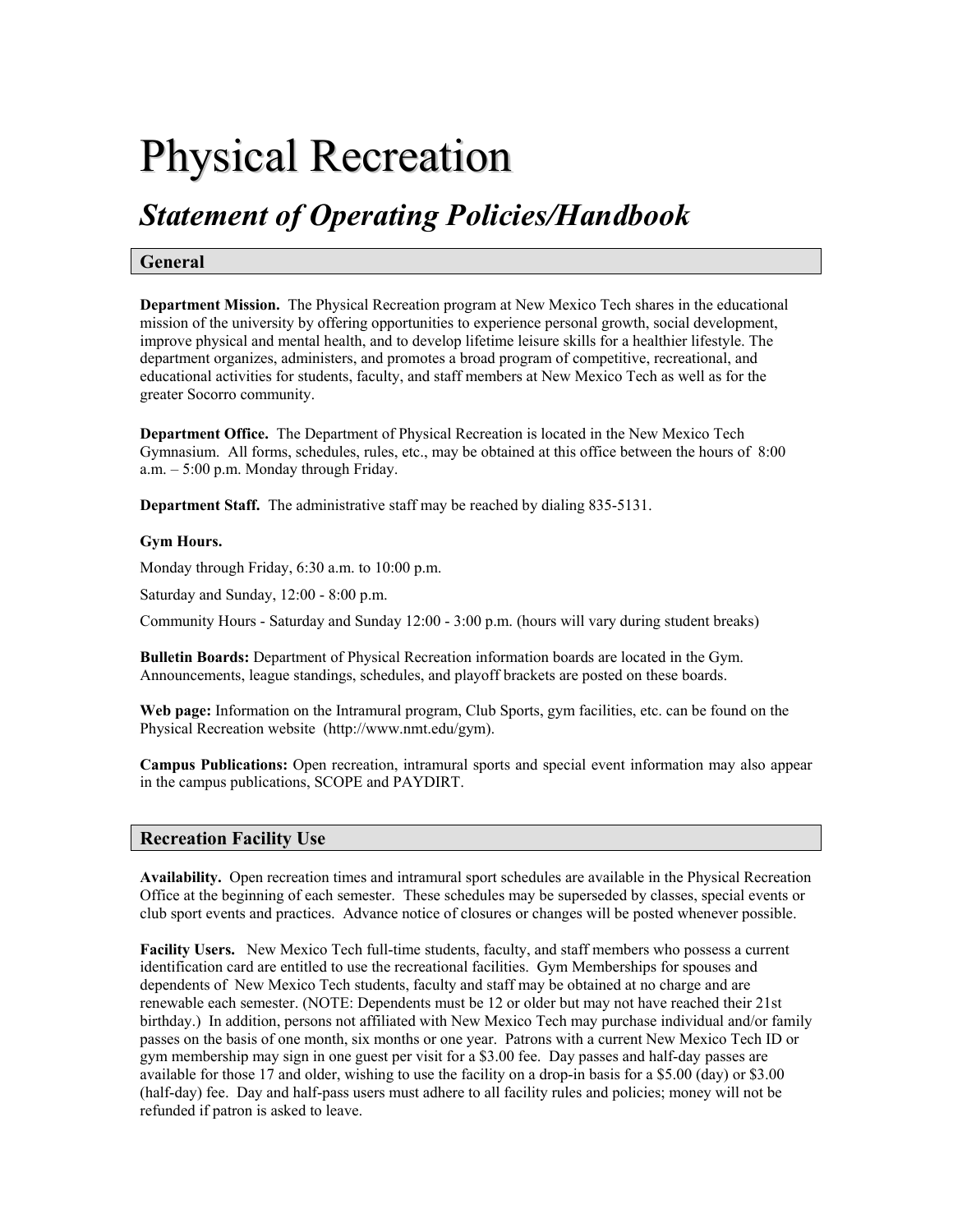# Physical Recreation

## *Statement of Operating Policies/Handbook*

### General

**Department Mission.** The Physical Recreation program at New Mexico Tech shares in the educational mission of the university by offering opportunities to experience personal growth, social development, improve physical and mental health, and to develop lifetime leisure skills for a healthier lifestyle. The department organizes, administers, and promotes a broad program of competitive, recreational, and educational activities for students, faculty, and staff members at New Mexico Tech as well as for the greater Socorro community.

**Department Office.** The Department of Physical Recreation is located in the New Mexico Tech Gymnasium. All forms, schedules, rules, etc., may be obtained at this office between the hours of 8:00 a.m. – 5:00 p.m. Monday through Friday.

**Department Staff.** The administrative staff may be reached by dialing 835-5131.

**Gym Hours.**

Monday through Friday, 6:30 a.m. to 10:00 p.m.

Saturday and Sunday, 12:00 - 8:00 p.m.

Community Hours - Saturday and Sunday 12:00 - 3:00 p.m. (hours will vary during student breaks)

**Bulletin Boards:** Department of Physical Recreation information boards are located in the Gym. Announcements, league standings, schedules, and playoff brackets are posted on these boards.

**Web page:** Information on the Intramural program, Club Sports, gym facilities, etc. can be found on the Physical Recreation website (http://www.nmt.edu/gym).

**Campus Publications:** Open recreation, intramural sports and special event information may also appear in the campus publications, SCOPE and PAYDIRT.

### Recreation Facility Use

**Availability.** Open recreation times and intramural sport schedules are available in the Physical Recreation Office at the beginning of each semester. These schedules may be superseded by classes, special events or club sport events and practices. Advance notice of closures or changes will be posted whenever possible.

**Facility Users.** New Mexico Tech full-time students, faculty, and staff members who possess a current identification card are entitled to use the recreational facilities. Gym Memberships for spouses and dependents of New Mexico Tech students, faculty and staff may be obtained at no charge and are renewable each semester. (NOTE: Dependents must be 12 or older but may not have reached their 21st birthday.) In addition, persons not affiliated with New Mexico Tech may purchase individual and/or family passes on the basis of one month, six months or one year. Patrons with a current New Mexico Tech ID or gym membership may sign in one guest per visit for a $3.00 fee. Day passes and half-day passes are available for those 17 and older, wishing to use the facility on a drop-in basis for a $5.00 (day) or $3.00 (half-day) fee. Day and half-pass users must adhere to all facility rules and policies; money will not be refunded if patron is asked to leave.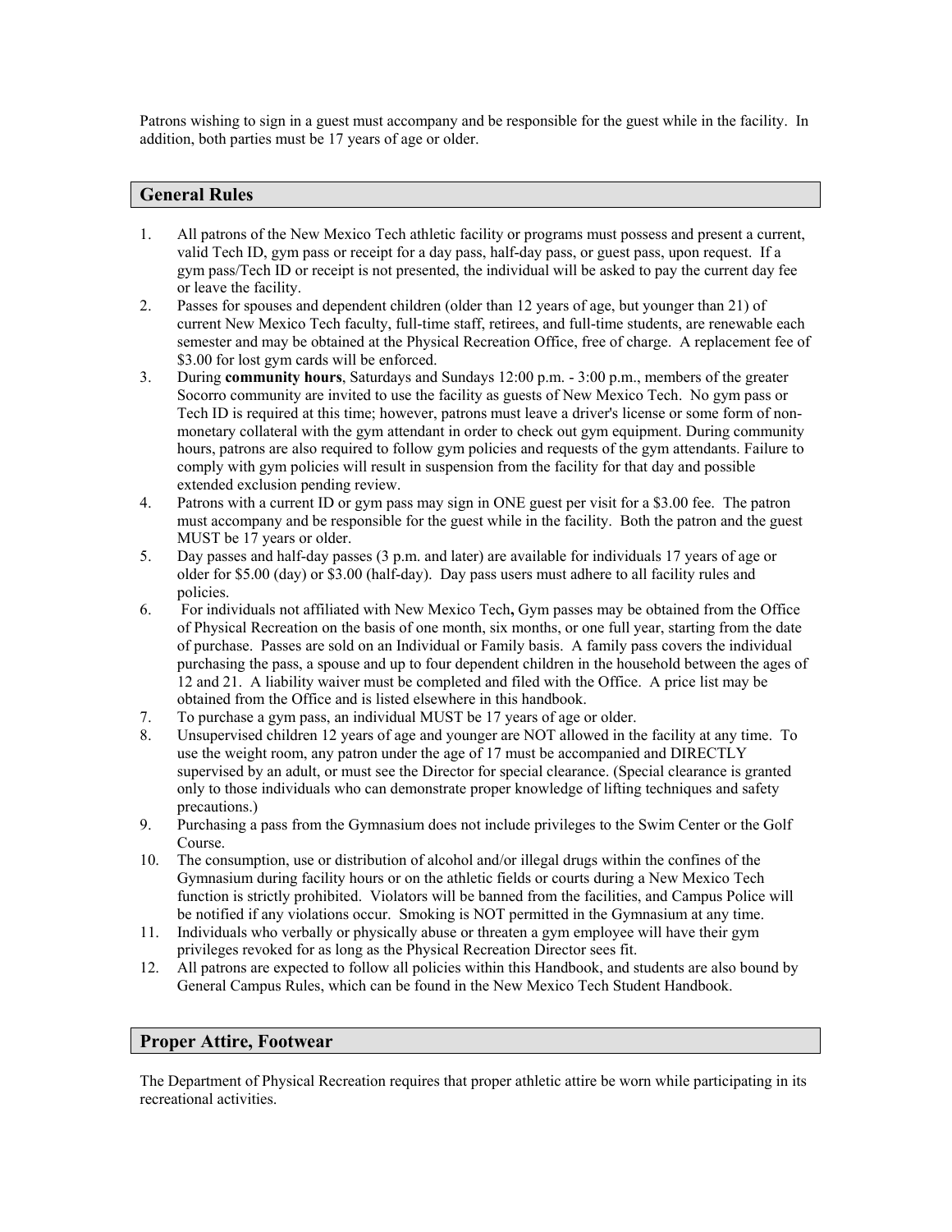Patrons wishing to sign in a guest must accompany and be responsible for the guest while in the facility. In addition, both parties must be 17 years of age or older.

## General Rules

1. All patrons of the New Mexico Tech athletic facility or programs must possess and present a current, valid Tech ID, gym pass or receipt for a day pass, half-day pass, or guest pass, upon request. If a gym pass/Tech ID or receipt is not presented, the individual will be asked to pay the current day fee or leave the facility.
2. Passes for spouses and dependent children (older than 12 years of age, but younger than 21) of current New Mexico Tech faculty, full-time staff, retirees, and full-time students, are renewable each semester and may be obtained at the Physical Recreation Office, free of charge. A replacement fee of $3.00 for lost gym cards will be enforced.
3. During **community hours**, Saturdays and Sundays 12:00 p.m. - 3:00 p.m., members of the greater Socorro community are invited to use the facility as guests of New Mexico Tech. No gym pass or Tech ID is required at this time; however, patrons must leave a driver's license or some form of non-monetary collateral with the gym attendant in order to check out gym equipment. During community hours, patrons are also required to follow gym policies and requests of the gym attendants. Failure to comply with gym policies will result in suspension from the facility for that day and possible extended exclusion pending review.
4. Patrons with a current ID or gym pass may sign in ONE guest per visit for a $3.00 fee. The patron must accompany and be responsible for the guest while in the facility. Both the patron and the guest MUST be 17 years or older.
5. Day passes and half-day passes (3 p.m. and later) are available for individuals 17 years of age or older for $5.00 (day) or $3.00 (half-day). Day pass users must adhere to all facility rules and policies.
6. For individuals not affiliated with New Mexico Tech**,** Gym passes may be obtained from the Office of Physical Recreation on the basis of one month, six months, or one full year, starting from the date of purchase. Passes are sold on an Individual or Family basis. A family pass covers the individual purchasing the pass, a spouse and up to four dependent children in the household between the ages of 12 and 21. A liability waiver must be completed and filed with the Office. A price list may be obtained from the Office and is listed elsewhere in this handbook.
7. To purchase a gym pass, an individual MUST be 17 years of age or older.
8. Unsupervised children 12 years of age and younger are NOT allowed in the facility at any time. To use the weight room, any patron under the age of 17 must be accompanied and DIRECTLY supervised by an adult, or must see the Director for special clearance. (Special clearance is granted only to those individuals who can demonstrate proper knowledge of lifting techniques and safety precautions.)
9. Purchasing a pass from the Gymnasium does not include privileges to the Swim Center or the Golf Course.
10. The consumption, use or distribution of alcohol and/or illegal drugs within the confines of the Gymnasium during facility hours or on the athletic fields or courts during a New Mexico Tech function is strictly prohibited. Violators will be banned from the facilities, and Campus Police will be notified if any violations occur. Smoking is NOT permitted in the Gymnasium at any time.
11. Individuals who verbally or physically abuse or threaten a gym employee will have their gym privileges revoked for as long as the Physical Recreation Director sees fit.
12. All patrons are expected to follow all policies within this Handbook, and students are also bound by General Campus Rules, which can be found in the New Mexico Tech Student Handbook.

## Proper Attire, Footwear

The Department of Physical Recreation requires that proper athletic attire be worn while participating in its recreational activities.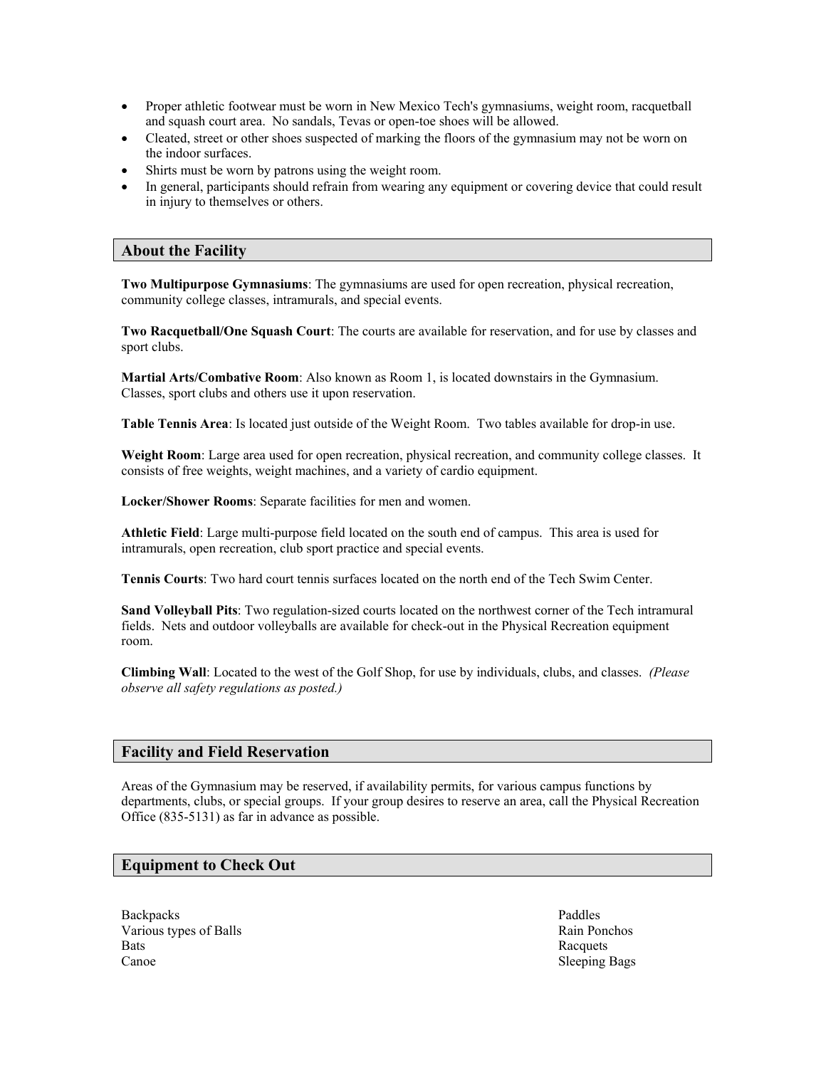- Proper athletic footwear must be worn in New Mexico Tech's gymnasiums, weight room, racquetball and squash court area. No sandals, Tevas or open-toe shoes will be allowed.
- Cleated, street or other shoes suspected of marking the floors of the gymnasium may not be worn on the indoor surfaces.
- Shirts must be worn by patrons using the weight room.
- In general, participants should refrain from wearing any equipment or covering device that could result in injury to themselves or others.

## About the Facility

**Two Multipurpose Gymnasiums**: The gymnasiums are used for open recreation, physical recreation, community college classes, intramurals, and special events.

**Two Racquetball/One Squash Court**: The courts are available for reservation, and for use by classes and sport clubs.

**Martial Arts/Combative Room**: Also known as Room 1, is located downstairs in the Gymnasium. Classes, sport clubs and others use it upon reservation.

**Table Tennis Area**: Is located just outside of the Weight Room. Two tables available for drop-in use.

**Weight Room**: Large area used for open recreation, physical recreation, and community college classes. It consists of free weights, weight machines, and a variety of cardio equipment.

**Locker/Shower Rooms**: Separate facilities for men and women.

**Athletic Field**: Large multi-purpose field located on the south end of campus. This area is used for intramurals, open recreation, club sport practice and special events.

**Tennis Courts**: Two hard court tennis surfaces located on the north end of the Tech Swim Center.

**Sand Volleyball Pits**: Two regulation-sized courts located on the northwest corner of the Tech intramural fields. Nets and outdoor volleyballs are available for check-out in the Physical Recreation equipment room.

**Climbing Wall**: Located to the west of the Golf Shop, for use by individuals, clubs, and classes. *(Please observe all safety regulations as posted.)*

## Facility and Field Reservation

Areas of the Gymnasium may be reserved, if availability permits, for various campus functions by departments, clubs, or special groups. If your group desires to reserve an area, call the Physical Recreation Office (835-5131) as far in advance as possible.

## Equipment to Check Out

Backpacks
Various types of Balls
Bats
Canoe
Paddles
Rain Ponchos
Racquets
Sleeping Bags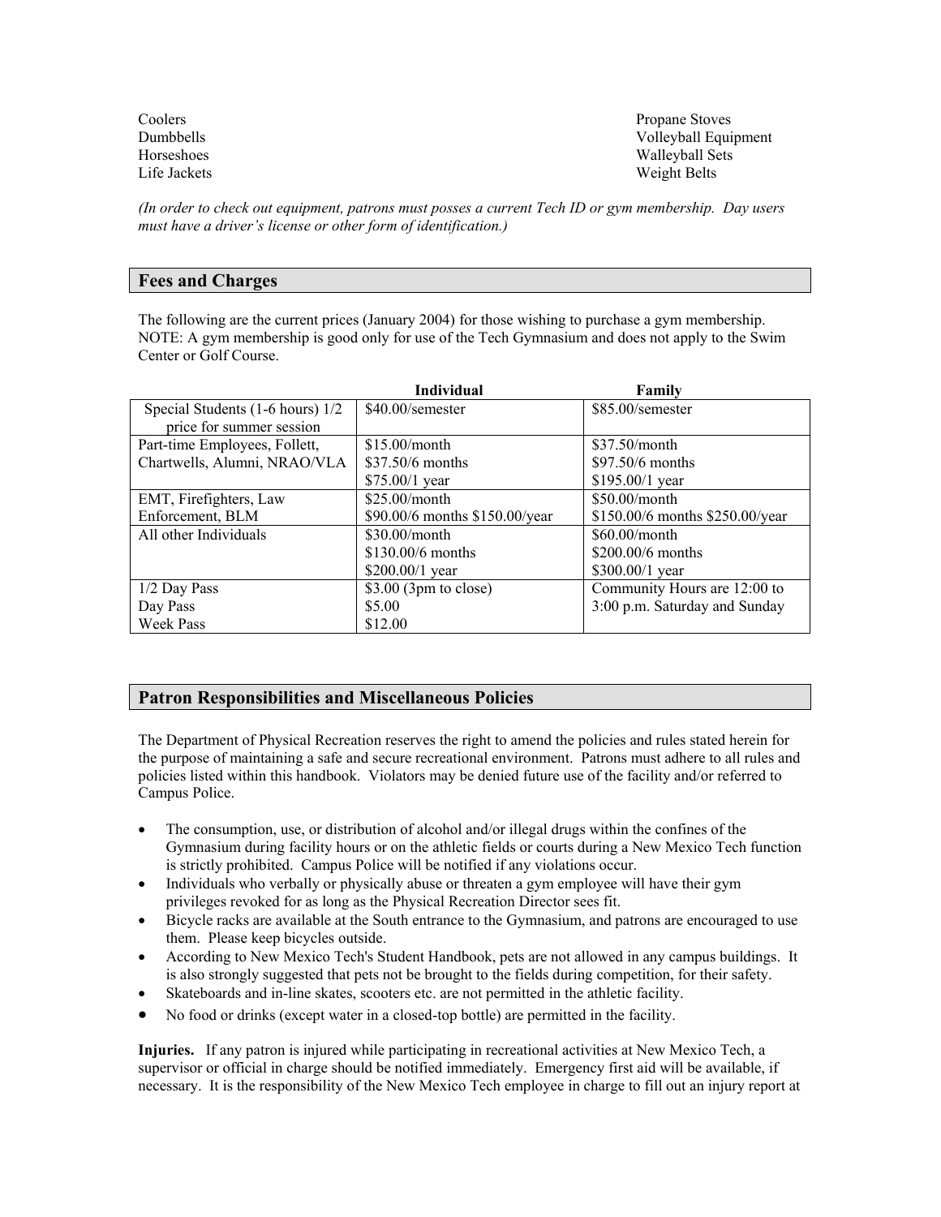Coolers
Dumbbells
Horseshoes
Life Jackets
Propane Stoves
Volleyball Equipment
Walleyball Sets
Weight Belts

*(In order to check out equipment, patrons must posses a current Tech ID or gym membership. Day users must have a driver's license or other form of identification.)*

## Fees and Charges

The following are the current prices (January 2004) for those wishing to purchase a gym membership. NOTE: A gym membership is good only for use of the Tech Gymnasium and does not apply to the Swim Center or Golf Course.

| | Individual | Family |
|---|---|---|
| Special Students (1-6 hours) 1/2 price for summer session | $40.00/semester | $85.00/semester |
| Part-time Employees, Follett, Chartwells, Alumni, NRAO/VLA | $15.00/month<br>$37.50/6 months<br>$75.00/1 year | $37.50/month<br>$97.50/6 months<br>$195.00/1 year |
| EMT, Firefighters, Law Enforcement, BLM | $25.00/month<br>$90.00/6 months $150.00/year | $50.00/month<br>$150.00/6 months $250.00/year |
| All other Individuals | $30.00/month<br>$130.00/6 months<br>$200.00/1 year | $60.00/month<br>$200.00/6 months<br>$300.00/1 year |
| 1/2 Day Pass<br>Day Pass<br>Week Pass | $3.00 (3pm to close)<br>$5.00<br>$12.00 | Community Hours are 12:00 to 3:00 p.m. Saturday and Sunday |

## Patron Responsibilities and Miscellaneous Policies

The Department of Physical Recreation reserves the right to amend the policies and rules stated herein for the purpose of maintaining a safe and secure recreational environment. Patrons must adhere to all rules and policies listed within this handbook. Violators may be denied future use of the facility and/or referred to Campus Police.

- The consumption, use, or distribution of alcohol and/or illegal drugs within the confines of the Gymnasium during facility hours or on the athletic fields or courts during a New Mexico Tech function is strictly prohibited. Campus Police will be notified if any violations occur.
- Individuals who verbally or physically abuse or threaten a gym employee will have their gym privileges revoked for as long as the Physical Recreation Director sees fit.
- Bicycle racks are available at the South entrance to the Gymnasium, and patrons are encouraged to use them. Please keep bicycles outside.
- According to New Mexico Tech's Student Handbook, pets are not allowed in any campus buildings. It is also strongly suggested that pets not be brought to the fields during competition, for their safety.
- Skateboards and in-line skates, scooters etc. are not permitted in the athletic facility.
- No food or drinks (except water in a closed-top bottle) are permitted in the facility.

**Injuries.** If any patron is injured while participating in recreational activities at New Mexico Tech, a supervisor or official in charge should be notified immediately. Emergency first aid will be available, if necessary. It is the responsibility of the New Mexico Tech employee in charge to fill out an injury report at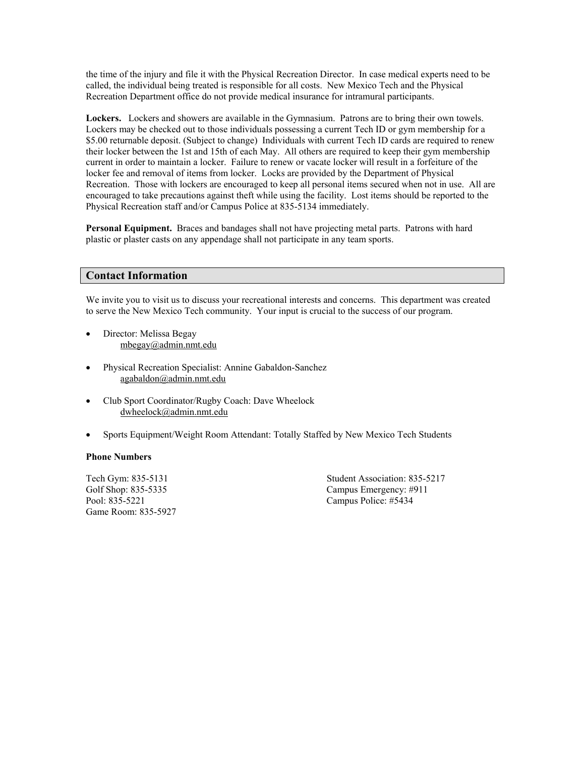the time of the injury and file it with the Physical Recreation Director. In case medical experts need to be called, the individual being treated is responsible for all costs. New Mexico Tech and the Physical Recreation Department office do not provide medical insurance for intramural participants.

**Lockers.** Lockers and showers are available in the Gymnasium. Patrons are to bring their own towels. Lockers may be checked out to those individuals possessing a current Tech ID or gym membership for a $5.00 returnable deposit. (Subject to change) Individuals with current Tech ID cards are required to renew their locker between the 1st and 15th of each May. All others are required to keep their gym membership current in order to maintain a locker. Failure to renew or vacate locker will result in a forfeiture of the locker fee and removal of items from locker. Locks are provided by the Department of Physical Recreation. Those with lockers are encouraged to keep all personal items secured when not in use. All are encouraged to take precautions against theft while using the facility. Lost items should be reported to the Physical Recreation staff and/or Campus Police at 835-5134 immediately.

**Personal Equipment.** Braces and bandages shall not have projecting metal parts. Patrons with hard plastic or plaster casts on any appendage shall not participate in any team sports.

## Contact Information

We invite you to visit us to discuss your recreational interests and concerns. This department was created to serve the New Mexico Tech community. Your input is crucial to the success of our program.

- Director: Melissa Begay
  mbegay@admin.nmt.edu
- Physical Recreation Specialist: Annine Gabaldon-Sanchez
  agabaldon@admin.nmt.edu
- Club Sport Coordinator/Rugby Coach: Dave Wheelock
  dwheelock@admin.nmt.edu
- Sports Equipment/Weight Room Attendant: Totally Staffed by New Mexico Tech Students

**Phone Numbers**

Tech Gym: 835-5131
Golf Shop: 835-5335
Pool: 835-5221
Game Room: 835-5927

Student Association: 835-5217
Campus Emergency: #911
Campus Police: #5434